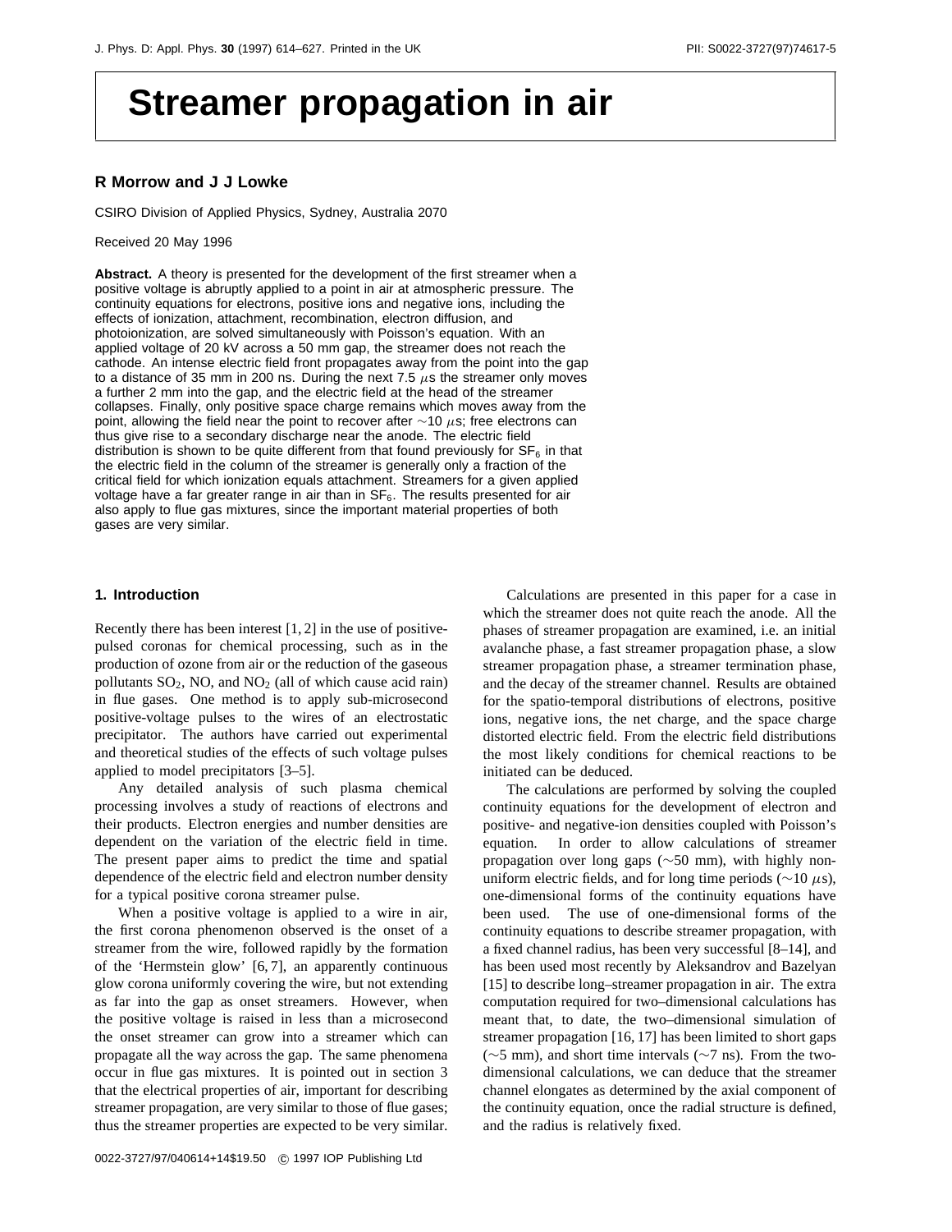# Streamer propagation in air

**R Morrow and J J Lowke**

CSIRO Division of Applied Physics, Sydney, Australia 2070

Received 20 May 1996

**Abstract.** A theory is presented for the development of the first streamer when a positive voltage is abruptly applied to a point in air at atmospheric pressure. The continuity equations for electrons, positive ions and negative ions, including the effects of ionization, attachment, recombination, electron diffusion, and photoionization, are solved simultaneously with Poisson's equation. With an applied voltage of 20 kV across a 50 mm gap, the streamer does not reach the cathode. An intense electric field front propagates away from the point into the gap to a distance of 35 mm in 200 ns. During the next 7.5 $\mu$s the streamer only moves a further 2 mm into the gap, and the electric field at the head of the streamer collapses. Finally, only positive space charge remains which moves away from the point, allowing the field near the point to recover after $\sim$10 $\mu$s; free electrons can thus give rise to a secondary discharge near the anode. The electric field distribution is shown to be quite different from that found previously for $SF_6$ in that the electric field in the column of the streamer is generally only a fraction of the critical field for which ionization equals attachment. Streamers for a given applied voltage have a far greater range in air than in $SF_6$. The results presented for air also apply to flue gas mixtures, since the important material properties of both gases are very similar.

## 1. Introduction

Recently there has been interest [1, 2] in the use of positive-pulsed coronas for chemical processing, such as in the production of ozone from air or the reduction of the gaseous pollutants $SO_2$, NO, and $NO_2$ (all of which cause acid rain) in flue gases. One method is to apply sub-microsecond positive-voltage pulses to the wires of an electrostatic precipitator. The authors have carried out experimental and theoretical studies of the effects of such voltage pulses applied to model precipitators [3–5].

Any detailed analysis of such plasma chemical processing involves a study of reactions of electrons and their products. Electron energies and number densities are dependent on the variation of the electric field in time. The present paper aims to predict the time and spatial dependence of the electric field and electron number density for a typical positive corona streamer pulse.

When a positive voltage is applied to a wire in air, the first corona phenomenon observed is the onset of a streamer from the wire, followed rapidly by the formation of the 'Hermstein glow' [6, 7], an apparently continuous glow corona uniformly covering the wire, but not extending as far into the gap as onset streamers. However, when the positive voltage is raised in less than a microsecond the onset streamer can grow into a streamer which can propagate all the way across the gap. The same phenomena occur in flue gas mixtures. It is pointed out in section 3 that the electrical properties of air, important for describing streamer propagation, are very similar to those of flue gases; thus the streamer properties are expected to be very similar.

Calculations are presented in this paper for a case in which the streamer does not quite reach the anode. All the phases of streamer propagation are examined, i.e. an initial avalanche phase, a fast streamer propagation phase, a slow streamer propagation phase, a streamer termination phase, and the decay of the streamer channel. Results are obtained for the spatio-temporal distributions of electrons, positive ions, negative ions, the net charge, and the space charge distorted electric field. From the electric field distributions the most likely conditions for chemical reactions to be initiated can be deduced.

The calculations are performed by solving the coupled continuity equations for the development of electron and positive- and negative-ion densities coupled with Poisson's equation. In order to allow calculations of streamer propagation over long gaps ($\sim$50 mm), with highly non-uniform electric fields, and for long time periods ($\sim$10 $\mu$s), one-dimensional forms of the continuity equations have been used. The use of one-dimensional forms of the continuity equations to describe streamer propagation, with a fixed channel radius, has been very successful [8–14], and has been used most recently by Aleksandrov and Bazelyan [15] to describe long–streamer propagation in air. The extra computation required for two–dimensional calculations has meant that, to date, the two–dimensional simulation of streamer propagation [16, 17] has been limited to short gaps ($\sim$5 mm), and short time intervals ($\sim$7 ns). From the two-dimensional calculations, we can deduce that the streamer channel elongates as determined by the axial component of the continuity equation, once the radial structure is defined, and the radius is relatively fixed.

0022-3727/97/040614+14$19.50 © 1997 IOP Publishing Ltd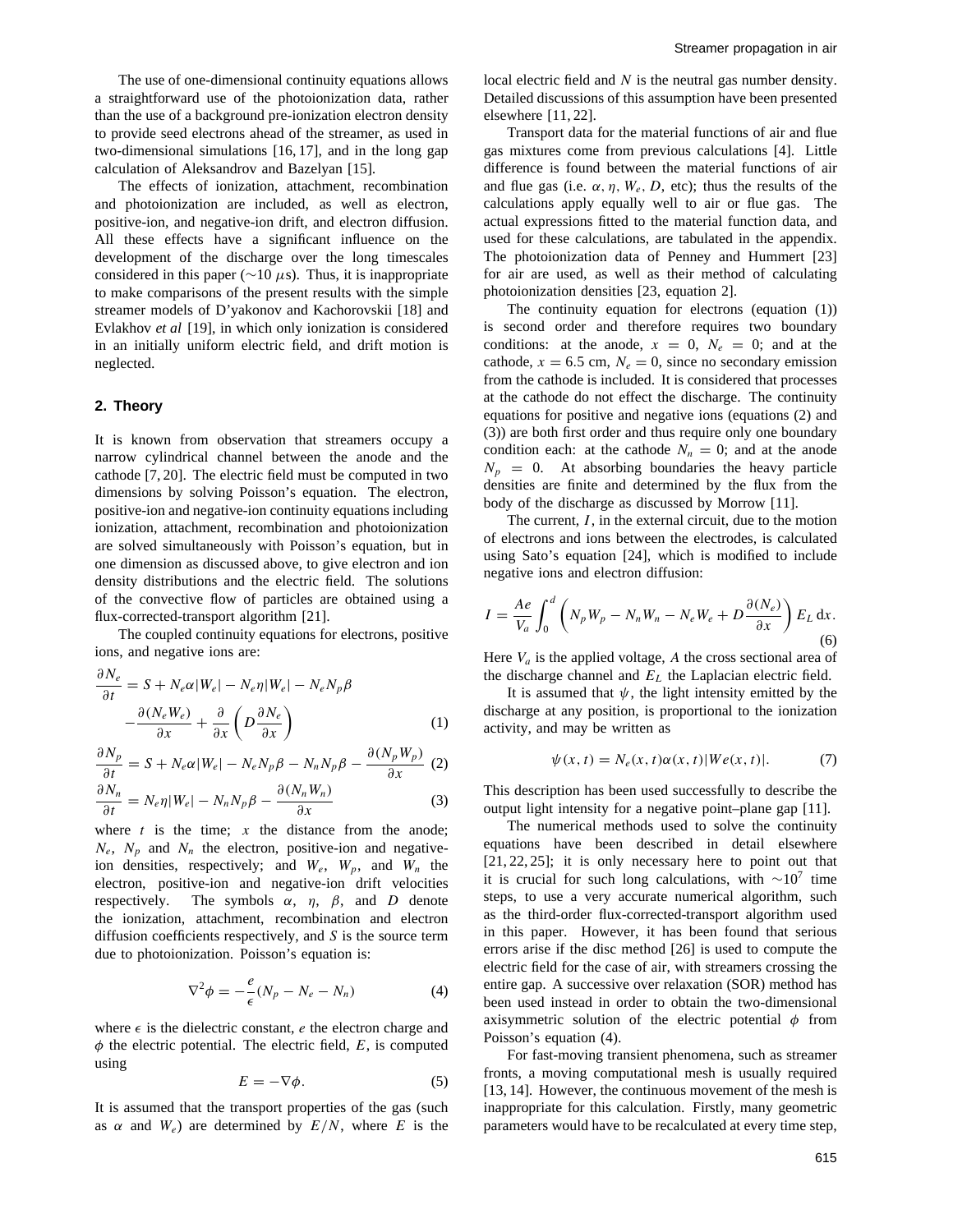The use of one-dimensional continuity equations allows a straightforward use of the photoionization data, rather than the use of a background pre-ionization electron density to provide seed electrons ahead of the streamer, as used in two-dimensional simulations [16, 17], and in the long gap calculation of Aleksandrov and Bazelyan [15].

The effects of ionization, attachment, recombination and photoionization are included, as well as electron, positive-ion, and negative-ion drift, and electron diffusion. All these effects have a significant influence on the development of the discharge over the long timescales considered in this paper ($\sim$10 $\mu$s). Thus, it is inappropriate to make comparisons of the present results with the simple streamer models of D'yakonov and Kachorovskii [18] and Evlakhov *et al* [19], in which only ionization is considered in an initially uniform electric field, and drift motion is neglected.

## 2. Theory

It is known from observation that streamers occupy a narrow cylindrical channel between the anode and the cathode [7, 20]. The electric field must be computed in two dimensions by solving Poisson's equation. The electron, positive-ion and negative-ion continuity equations including ionization, attachment, recombination and photoionization are solved simultaneously with Poisson's equation, but in one dimension as discussed above, to give electron and ion density distributions and the electric field. The solutions of the convective flow of particles are obtained using a flux-corrected-transport algorithm [21].

The coupled continuity equations for electrons, positive ions, and negative ions are:

$$\frac{\partial N_e}{\partial t} = S + N_e\alpha|W_e| - N_e\eta|W_e| - N_eN_p\beta - \frac{\partial(N_eW_e)}{\partial x} + \frac{\partial}{\partial x}\left(D\frac{\partial N_e}{\partial x}\right) \qquad (1)$$

$$\frac{\partial N_p}{\partial t} = S + N_e\alpha|W_e| - N_eN_p\beta - N_nN_p\beta - \frac{\partial(N_pW_p)}{\partial x} \qquad (2)$$

$$\frac{\partial N_n}{\partial t} = N_e\eta|W_e| - N_nN_p\beta - \frac{\partial(N_nW_n)}{\partial x} \qquad (3)$$

where $t$ is the time; $x$ the distance from the anode; $N_e$, $N_p$ and $N_n$ the electron, positive-ion and negative-ion densities, respectively; and $W_e$, $W_p$, and $W_n$ the electron, positive-ion and negative-ion drift velocities respectively. The symbols $\alpha$, $\eta$, $\beta$, and $D$ denote the ionization, attachment, recombination and electron diffusion coefficients respectively, and $S$ is the source term due to photoionization. Poisson's equation is:

$$\nabla^2\phi = -\frac{e}{\epsilon}(N_p - N_e - N_n) \qquad (4)$$

where $\epsilon$ is the dielectric constant, $e$ the electron charge and $\phi$ the electric potential. The electric field, $E$, is computed using

$$E = -\nabla\phi. \qquad (5)$$

It is assumed that the transport properties of the gas (such as $\alpha$ and $W_e$) are determined by $E/N$, where $E$ is the local electric field and $N$ is the neutral gas number density. Detailed discussions of this assumption have been presented elsewhere [11, 22].

Transport data for the material functions of air and flue gas mixtures come from previous calculations [4]. Little difference is found between the material functions of air and flue gas (i.e. $\alpha$, $\eta$, $W_e$, $D$, etc); thus the results of the calculations apply equally well to air or flue gas. The actual expressions fitted to the material function data, and used for these calculations, are tabulated in the appendix. The photoionization data of Penney and Hummert [23] for air are used, as well as their method of calculating photoionization densities [23, equation 2].

The continuity equation for electrons (equation (1)) is second order and therefore requires two boundary conditions: at the anode, $x = 0$, $N_e = 0$; and at the cathode, $x = 6.5$ cm, $N_e = 0$, since no secondary emission from the cathode is included. It is considered that processes at the cathode do not effect the discharge. The continuity equations for positive and negative ions (equations (2) and (3)) are both first order and thus require only one boundary condition each: at the cathode $N_n = 0$; and at the anode $N_p = 0$. At absorbing boundaries the heavy particle densities are finite and determined by the flux from the body of the discharge as discussed by Morrow [11].

The current, $I$, in the external circuit, due to the motion of electrons and ions between the electrodes, is calculated using Sato's equation [24], which is modified to include negative ions and electron diffusion:

$$I = \frac{Ae}{V_a}\int_0^d\left(N_pW_p - N_nW_n - N_eW_e + D\frac{\partial(N_e)}{\partial x}\right)E_L\,\mathrm{d}x. \qquad (6)$$

Here $V_a$ is the applied voltage, $A$ the cross sectional area of the discharge channel and $E_L$ the Laplacian electric field.

It is assumed that $\psi$, the light intensity emitted by the discharge at any position, is proportional to the ionization activity, and may be written as

$$\psi(x, t) = N_e(x, t)\alpha(x, t)|We(x, t)|. \qquad (7)$$

This description has been used successfully to describe the output light intensity for a negative point–plane gap [11].

The numerical methods used to solve the continuity equations have been described in detail elsewhere [21, 22, 25]; it is only necessary here to point out that it is crucial for such long calculations, with $\sim 10^7$ time steps, to use a very accurate numerical algorithm, such as the third-order flux-corrected-transport algorithm used in this paper. However, it has been found that serious errors arise if the disc method [26] is used to compute the electric field for the case of air, with streamers crossing the entire gap. A successive over relaxation (SOR) method has been used instead in order to obtain the two-dimensional axisymmetric solution of the electric potential $\phi$ from Poisson's equation (4).

For fast-moving transient phenomena, such as streamer fronts, a moving computational mesh is usually required [13, 14]. However, the continuous movement of the mesh is inappropriate for this calculation. Firstly, many geometric parameters would have to be recalculated at every time step,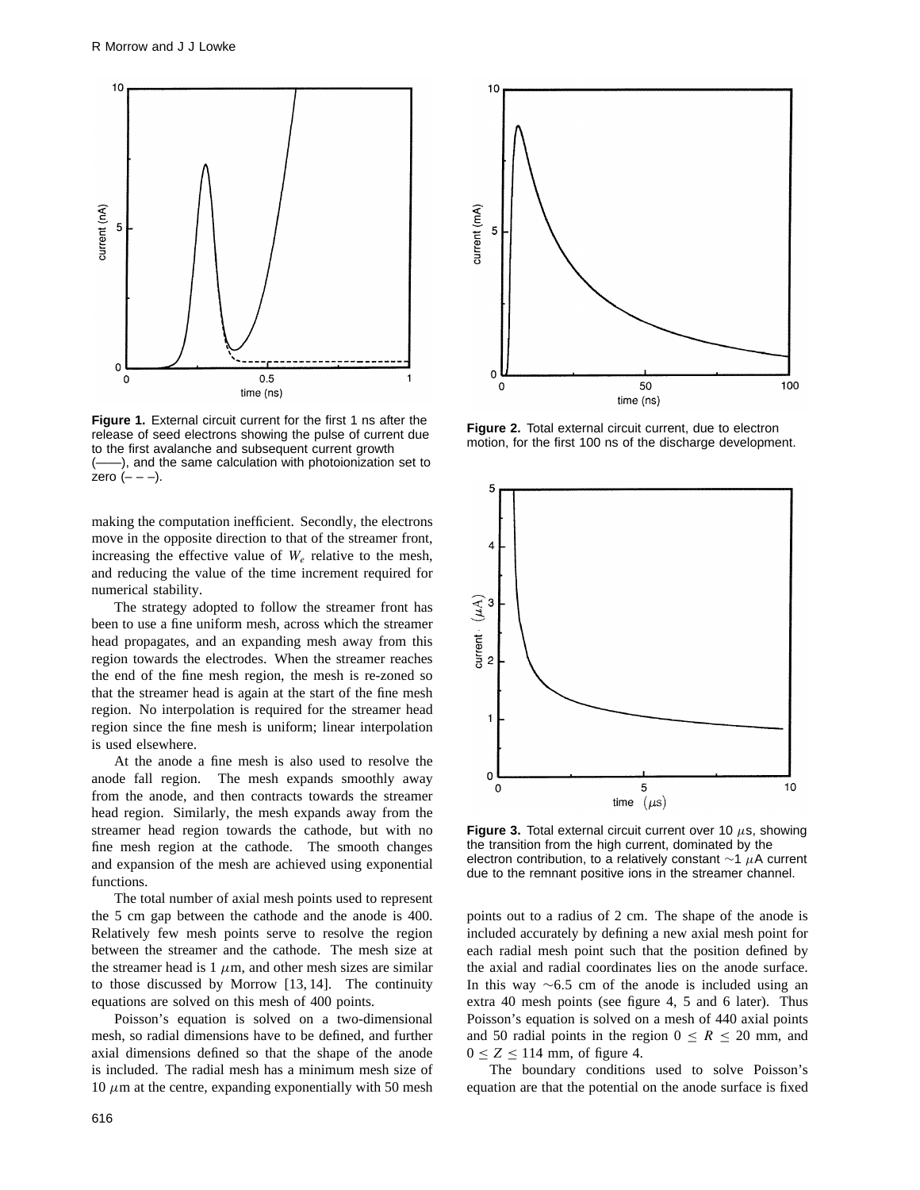10

5

0

current (nA)

0 0.5 1

time (ns)

**Figure 1.** External circuit current for the first 1 ns after the release of seed electrons showing the pulse of current due to the first avalanche and subsequent current growth (——), and the same calculation with photoionization set to zero (– – –).

10

5

0

current (mA)

0 50 100

time (ns)

**Figure 2.** Total external circuit current, due to electron motion, for the first 100 ns of the discharge development.

5

4

3

2

1

0

current $(\mu A)$

0 5 10

time $(\mu s)$

**Figure 3.** Total external circuit current over 10 $\mu$s, showing the transition from the high current, dominated by the electron contribution, to a relatively constant ∼1 $\mu$A current due to the remnant positive ions in the streamer channel.

making the computation inefficient. Secondly, the electrons move in the opposite direction to that of the streamer front, increasing the effective value of $W_e$ relative to the mesh, and reducing the value of the time increment required for numerical stability.

The strategy adopted to follow the streamer front has been to use a fine uniform mesh, across which the streamer head propagates, and an expanding mesh away from this region towards the electrodes. When the streamer reaches the end of the fine mesh region, the mesh is re-zoned so that the streamer head is again at the start of the fine mesh region. No interpolation is required for the streamer head region since the fine mesh is uniform; linear interpolation is used elsewhere.

At the anode a fine mesh is also used to resolve the anode fall region. The mesh expands smoothly away from the anode, and then contracts towards the streamer head region. Similarly, the mesh expands away from the streamer head region towards the cathode, but with no fine mesh region at the cathode. The smooth changes and expansion of the mesh are achieved using exponential functions.

The total number of axial mesh points used to represent the 5 cm gap between the cathode and the anode is 400. Relatively few mesh points serve to resolve the region between the streamer and the cathode. The mesh size at the streamer head is 1 $\mu$m, and other mesh sizes are similar to those discussed by Morrow [13, 14]. The continuity equations are solved on this mesh of 400 points.

Poisson's equation is solved on a two-dimensional mesh, so radial dimensions have to be defined, and further axial dimensions defined so that the shape of the anode is included. The radial mesh has a minimum mesh size of 10 $\mu$m at the centre, expanding exponentially with 50 mesh points out to a radius of 2 cm. The shape of the anode is included accurately by defining a new axial mesh point for each radial mesh point such that the position defined by the axial and radial coordinates lies on the anode surface. In this way ∼6.5 cm of the anode is included using an extra 40 mesh points (see figure 4, 5 and 6 later). Thus Poisson's equation is solved on a mesh of 440 axial points and 50 radial points in the region $0 \leq R \leq 20$ mm, and $0 \leq Z \leq 114$ mm, of figure 4.

The boundary conditions used to solve Poisson's equation are that the potential on the anode surface is fixed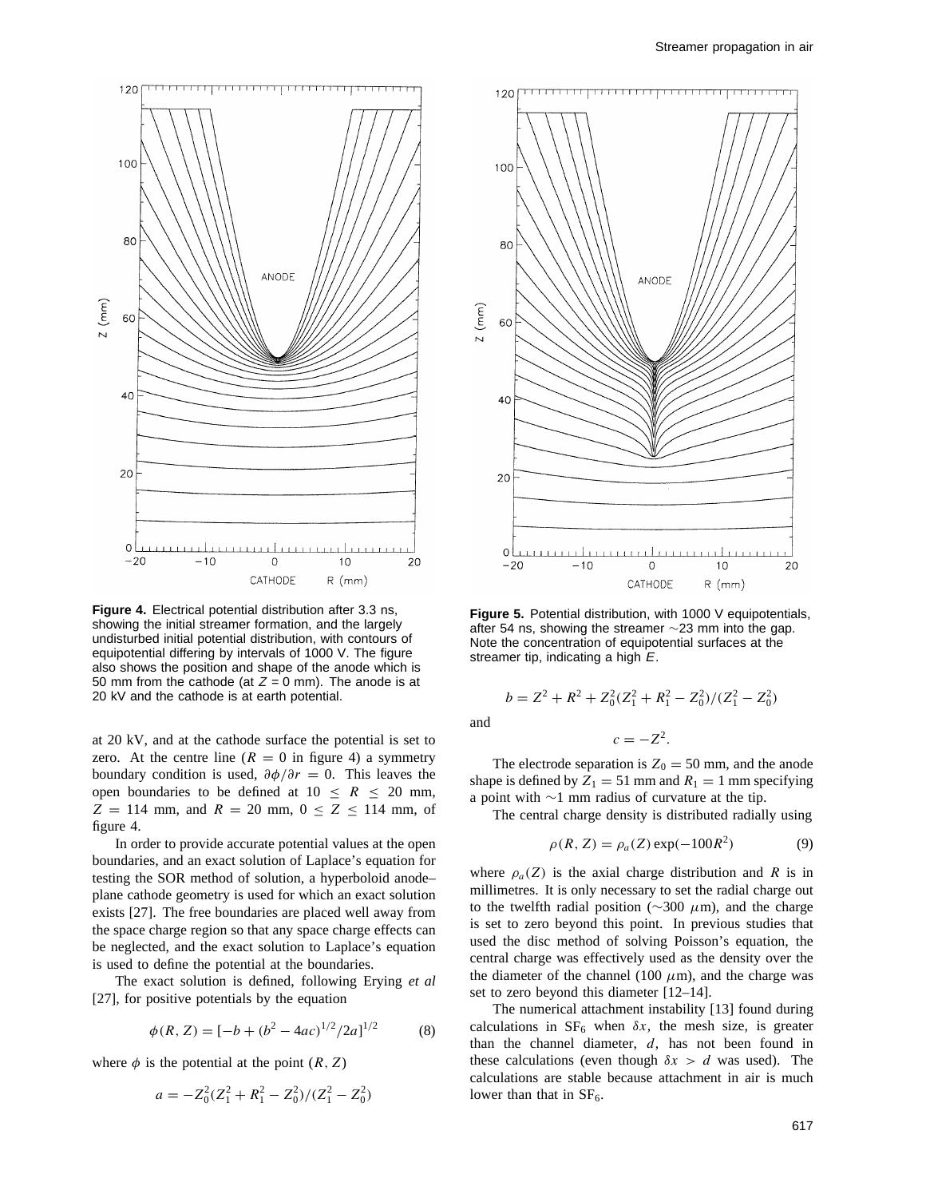120

100

80

ANODE

Z (mm)

60

40

20

0

−20 −10 0 10 20

CATHODE R (mm)

**Figure 4.** Electrical potential distribution after 3.3 ns, showing the initial streamer formation, and the largely undisturbed initial potential distribution, with contours of equipotential differing by intervals of 1000 V. The figure also shows the position and shape of the anode which is 50 mm from the cathode (at $Z = 0$ mm). The anode is at 20 kV and the cathode is at earth potential.

120

100

80

ANODE

Z (mm)

60

40

20

0

−20 −10 0 10 20

CATHODE R (mm)

**Figure 5.** Potential distribution, with 1000 V equipotentials, after 54 ns, showing the streamer ∼23 mm into the gap. Note the concentration of equipotential surfaces at the streamer tip, indicating a high $E$.

at 20 kV, and at the cathode surface the potential is set to zero. At the centre line ($R = 0$ in figure 4) a symmetry boundary condition is used, $\partial\phi/\partial r = 0$. This leaves the open boundaries to be defined at $10 \leq R \leq 20$ mm, $Z = 114$ mm, and $R = 20$ mm, $0 \leq Z \leq 114$ mm, of figure 4.

In order to provide accurate potential values at the open boundaries, and an exact solution of Laplace's equation for testing the SOR method of solution, a hyperboloid anode–plane cathode geometry is used for which an exact solution exists [27]. The free boundaries are placed well away from the space charge region so that any space charge effects can be neglected, and the exact solution to Laplace's equation is used to define the potential at the boundaries.

The exact solution is defined, following Erying *et al* [27], for positive potentials by the equation

$$\phi(R, Z) = [-b + (b^2 - 4ac)^{1/2}/2a]^{1/2} \tag{8}$$

where $\phi$ is the potential at the point $(R, Z)$

$$a = -Z_0^2(Z_1^2 + R_1^2 - Z_0^2)/(Z_1^2 - Z_0^2)$$

$$b = Z^2 + R^2 + Z_0^2(Z_1^2 + R_1^2 - Z_0^2)/(Z_1^2 - Z_0^2)$$

and

$$c = -Z^2.$$

The electrode separation is $Z_0 = 50$ mm, and the anode shape is defined by $Z_1 = 51$ mm and $R_1 = 1$ mm specifying a point with ∼1 mm radius of curvature at the tip.

The central charge density is distributed radially using

$$\rho(R, Z) = \rho_a(Z)\exp(-100R^2) \tag{9}$$

where $\rho_a(Z)$ is the axial charge distribution and $R$ is in millimetres. It is only necessary to set the radial charge out to the twelfth radial position (∼300 $\mu$m), and the charge is set to zero beyond this point. In previous studies that used the disc method of solving Poisson's equation, the central charge was effectively used as the density over the the diameter of the channel (100 $\mu$m), and the charge was set to zero beyond this diameter [12–14].

The numerical attachment instability [13] found during calculations in $SF_6$ when $\delta x$, the mesh size, is greater than the channel diameter, $d$, has not been found in these calculations (even though $\delta x > d$ was used). The calculations are stable because attachment in air is much lower than that in $SF_6$.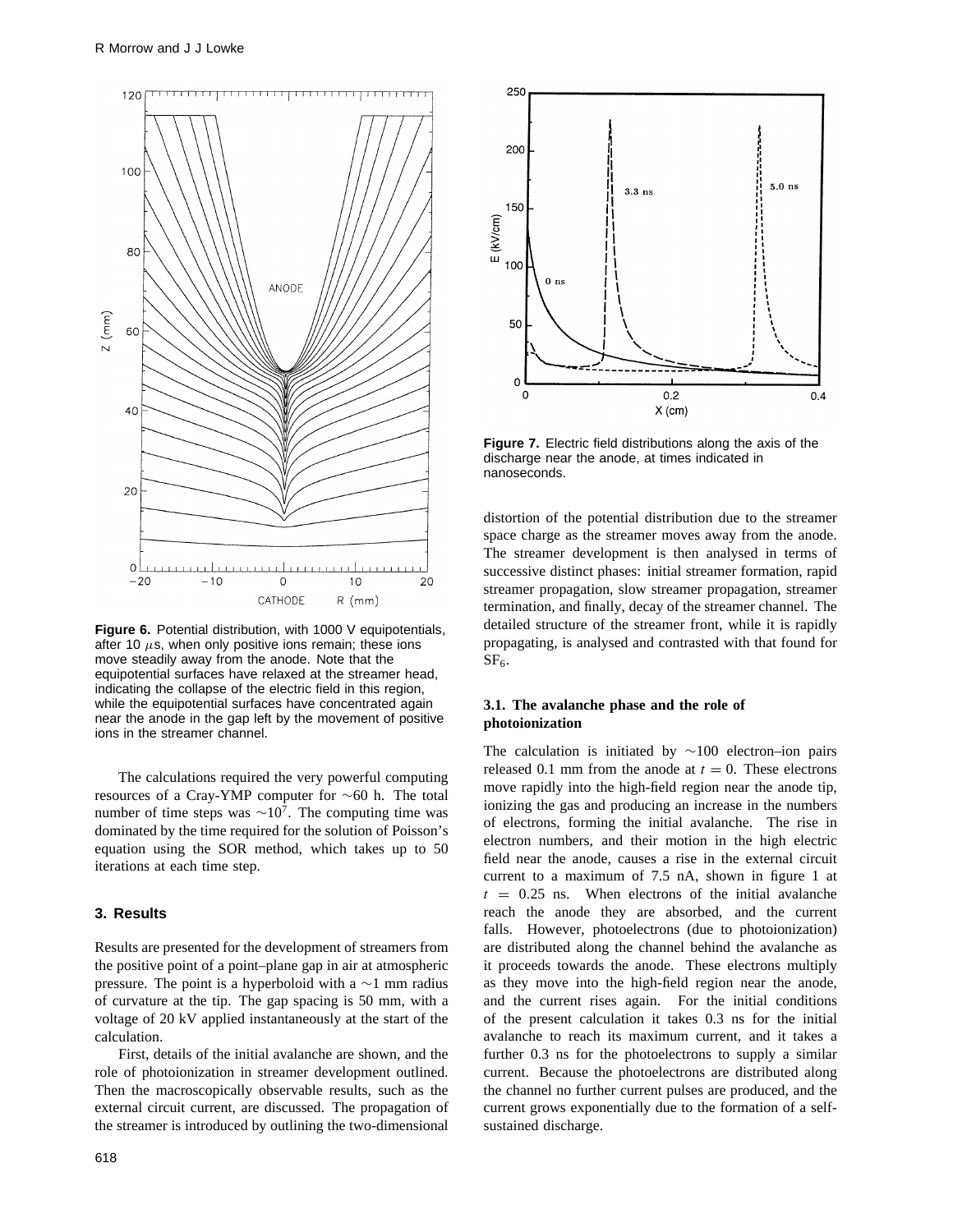120

100

80

60

40

20

0

Z (mm)

ANODE

−20 −10 0 10 20

CATHODE R (mm)

**Figure 6.** Potential distribution, with 1000 V equipotentials, after 10 $\mu$s, when only positive ions remain; these ions move steadily away from the anode. Note that the equipotential surfaces have relaxed at the streamer head, indicating the collapse of the electric field in this region, while the equipotential surfaces have concentrated again near the anode in the gap left by the movement of positive ions in the streamer channel.

The calculations required the very powerful computing resources of a Cray-YMP computer for ~60 h. The total number of time steps was ~$10^7$. The computing time was dominated by the time required for the solution of Poisson's equation using the SOR method, which takes up to 50 iterations at each time step.

## 3. Results

Results are presented for the development of streamers from the positive point of a point–plane gap in air at atmospheric pressure. The point is a hyperboloid with a ~1 mm radius of curvature at the tip. The gap spacing is 50 mm, with a voltage of 20 kV applied instantaneously at the start of the calculation.

First, details of the initial avalanche are shown, and the role of photoionization in streamer development outlined. Then the macroscopically observable results, such as the external circuit current, are discussed. The propagation of the streamer is introduced by outlining the two-dimensional distortion of the potential distribution due to the streamer space charge as the streamer moves away from the anode. The streamer development is then analysed in terms of successive distinct phases: initial streamer formation, rapid streamer propagation, slow streamer propagation, streamer termination, and finally, decay of the streamer channel. The detailed structure of the streamer front, while it is rapidly propagating, is analysed and contrasted with that found for $SF_6$.

250

200

150

100

50

0

E (kV/cm)

3.3 ns

5.0 ns

0 ns

0 0.2 0.4

X (cm)

**Figure 7.** Electric field distributions along the axis of the discharge near the anode, at times indicated in nanoseconds.

### 3.1. The avalanche phase and the role of photoionization

The calculation is initiated by ~100 electron–ion pairs released 0.1 mm from the anode at $t = 0$. These electrons move rapidly into the high-field region near the anode tip, ionizing the gas and producing an increase in the numbers of electrons, forming the initial avalanche. The rise in electron numbers, and their motion in the high electric field near the anode, causes a rise in the external circuit current to a maximum of 7.5 nA, shown in figure 1 at $t = 0.25$ ns. When electrons of the initial avalanche reach the anode they are absorbed, and the current falls. However, photoelectrons (due to photoionization) are distributed along the channel behind the avalanche as it proceeds towards the anode. These electrons multiply as they move into the high-field region near the anode, and the current rises again. For the initial conditions of the present calculation it takes 0.3 ns for the initial avalanche to reach its maximum current, and it takes a further 0.3 ns for the photoelectrons to supply a similar current. Because the photoelectrons are distributed along the channel no further current pulses are produced, and the current grows exponentially due to the formation of a self-sustained discharge.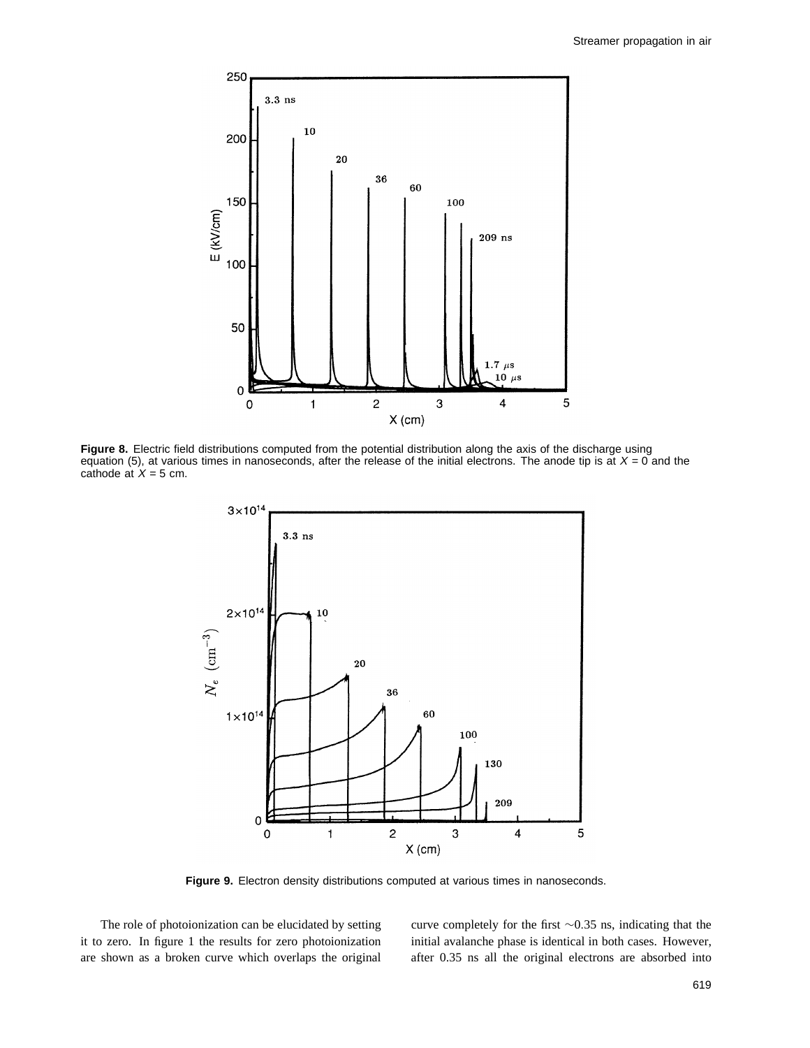250

3.3 ns

10

200

20

36

60

150

100

E (kV/cm)

209 ns

100

50

1.7 μs

10 μs

0

0 1 2 3 4 5

X (cm)

**Figure 8.** Electric field distributions computed from the potential distribution along the axis of the discharge using equation (5), at various times in nanoseconds, after the release of the initial electrons. The anode tip is at $X = 0$ and the cathode at $X = 5$ cm.

$3\times10^{14}$

3.3 ns

$2\times10^{14}$

10

$N_e$ $(\mathrm{cm}^{-3})$

20

36

$1\times10^{14}$

60

100

130

209

0

0 1 2 3 4 5

X (cm)

**Figure 9.** Electron density distributions computed at various times in nanoseconds.

The role of photoionization can be elucidated by setting it to zero. In figure 1 the results for zero photoionization are shown as a broken curve which overlaps the original curve completely for the first ~0.35 ns, indicating that the initial avalanche phase is identical in both cases. However, after 0.35 ns all the original electrons are absorbed into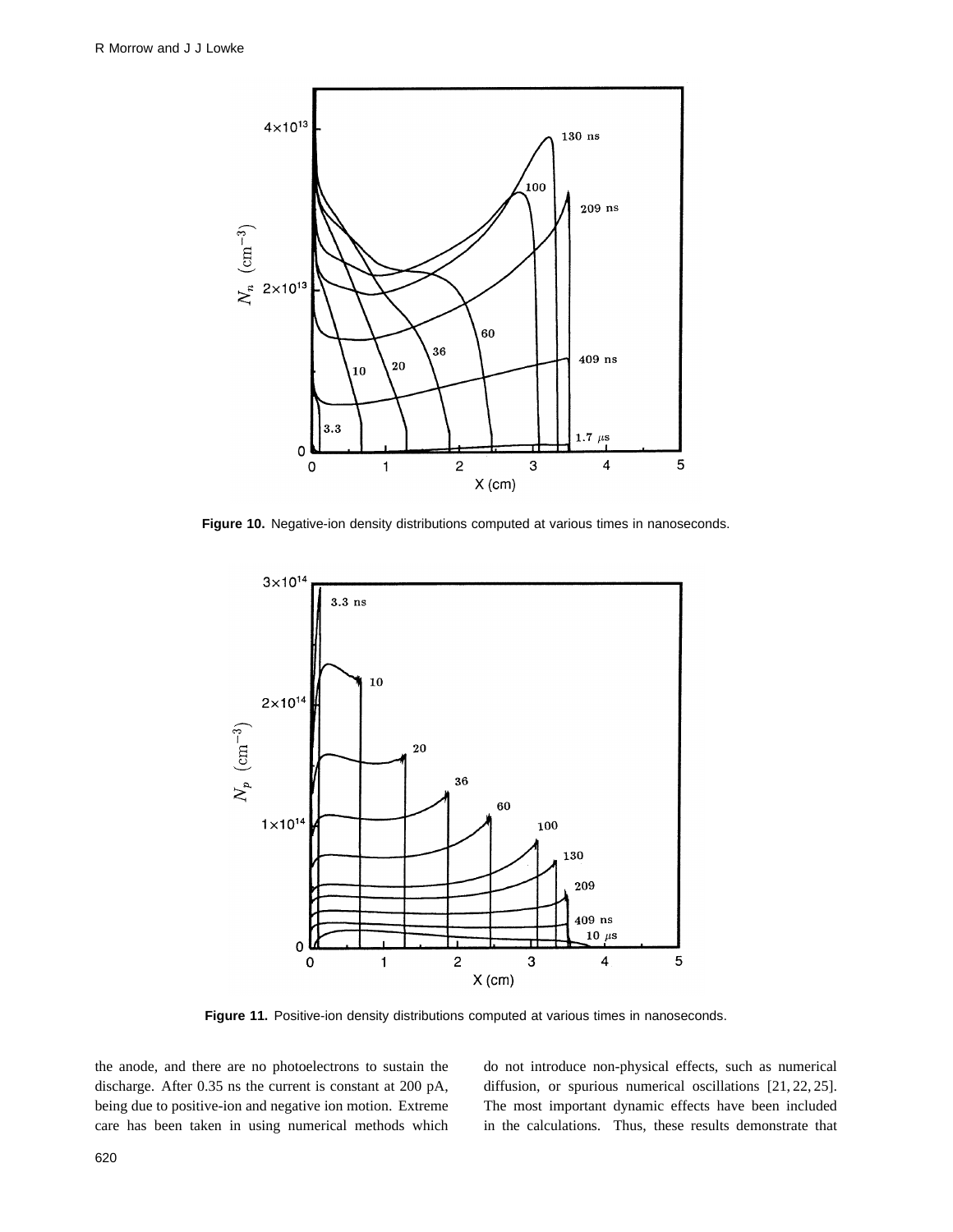$4{\times}10^{13}$

$2{\times}10^{13}$

0

$N_n$ (cm$^{-3}$)

130 ns

100

209 ns

60

36

20

10

409 ns

3.3

1.7 $\mu$s

0 1 2 3 4 5

X (cm)

**Figure 10.** Negative-ion density distributions computed at various times in nanoseconds.

$3{\times}10^{14}$

$2{\times}10^{14}$

$1{\times}10^{14}$

0

$N_p$ (cm$^{-3}$)

3.3 ns

10

20

36

60

100

130

209

409 ns

10 $\mu$s

0 1 2 3 4 5

X (cm)

**Figure 11.** Positive-ion density distributions computed at various times in nanoseconds.

the anode, and there are no photoelectrons to sustain the discharge. After 0.35 ns the current is constant at 200 pA, being due to positive-ion and negative ion motion. Extreme care has been taken in using numerical methods which do not introduce non-physical effects, such as numerical diffusion, or spurious numerical oscillations [21, 22, 25]. The most important dynamic effects have been included in the calculations. Thus, these results demonstrate that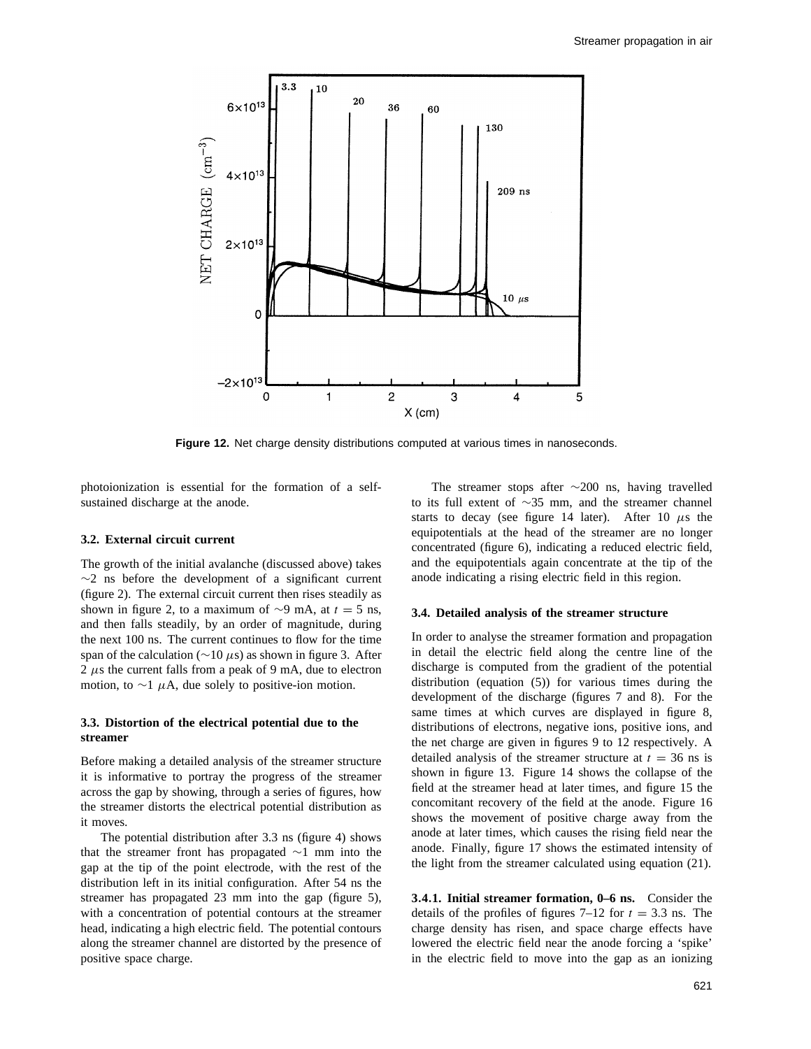3.3
10
20
36
60
130
209 ns
10 $\mu$s

6×10¹³
4×10¹³
2×10¹³
0
−2×10¹³

NET CHARGE (cm⁻³)

0
1
2
3
4
5

X (cm)

**Figure 12.** Net charge density distributions computed at various times in nanoseconds.

photoionization is essential for the formation of a self-sustained discharge at the anode.

### 3.2. External circuit current

The growth of the initial avalanche (discussed above) takes $\sim$2 ns before the development of a significant current (figure 2). The external circuit current then rises steadily as shown in figure 2, to a maximum of $\sim$9 mA, at $t = 5$ ns, and then falls steadily, by an order of magnitude, during the next 100 ns. The current continues to flow for the time span of the calculation ($\sim$10 $\mu$s) as shown in figure 3. After 2 $\mu$s the current falls from a peak of 9 mA, due to electron motion, to $\sim$1 $\mu$A, due solely to positive-ion motion.

### 3.3. Distortion of the electrical potential due to the streamer

Before making a detailed analysis of the streamer structure it is informative to portray the progress of the streamer across the gap by showing, through a series of figures, how the streamer distorts the electrical potential distribution as it moves.

The potential distribution after 3.3 ns (figure 4) shows that the streamer front has propagated $\sim$1 mm into the gap at the tip of the point electrode, with the rest of the distribution left in its initial configuration. After 54 ns the streamer has propagated 23 mm into the gap (figure 5), with a concentration of potential contours at the streamer head, indicating a high electric field. The potential contours along the streamer channel are distorted by the presence of positive space charge.

The streamer stops after $\sim$200 ns, having travelled to its full extent of $\sim$35 mm, and the streamer channel starts to decay (see figure 14 later). After 10 $\mu$s the equipotentials at the head of the streamer are no longer concentrated (figure 6), indicating a reduced electric field, and the equipotentials again concentrate at the tip of the anode indicating a rising electric field in this region.

### 3.4. Detailed analysis of the streamer structure

In order to analyse the streamer formation and propagation in detail the electric field along the centre line of the discharge is computed from the gradient of the potential distribution (equation (5)) for various times during the development of the discharge (figures 7 and 8). For the same times at which curves are displayed in figure 8, distributions of electrons, negative ions, positive ions, and the net charge are given in figures 9 to 12 respectively. A detailed analysis of the streamer structure at $t = 36$ ns is shown in figure 13. Figure 14 shows the collapse of the field at the streamer head at later times, and figure 15 the concomitant recovery of the field at the anode. Figure 16 shows the movement of positive charge away from the anode at later times, which causes the rising field near the anode. Finally, figure 17 shows the estimated intensity of the light from the streamer calculated using equation (21).

**3.4.1. Initial streamer formation, 0–6 ns.** Consider the details of the profiles of figures 7–12 for $t = 3.3$ ns. The charge density has risen, and space charge effects have lowered the electric field near the anode forcing a 'spike' in the electric field to move into the gap as an ionizing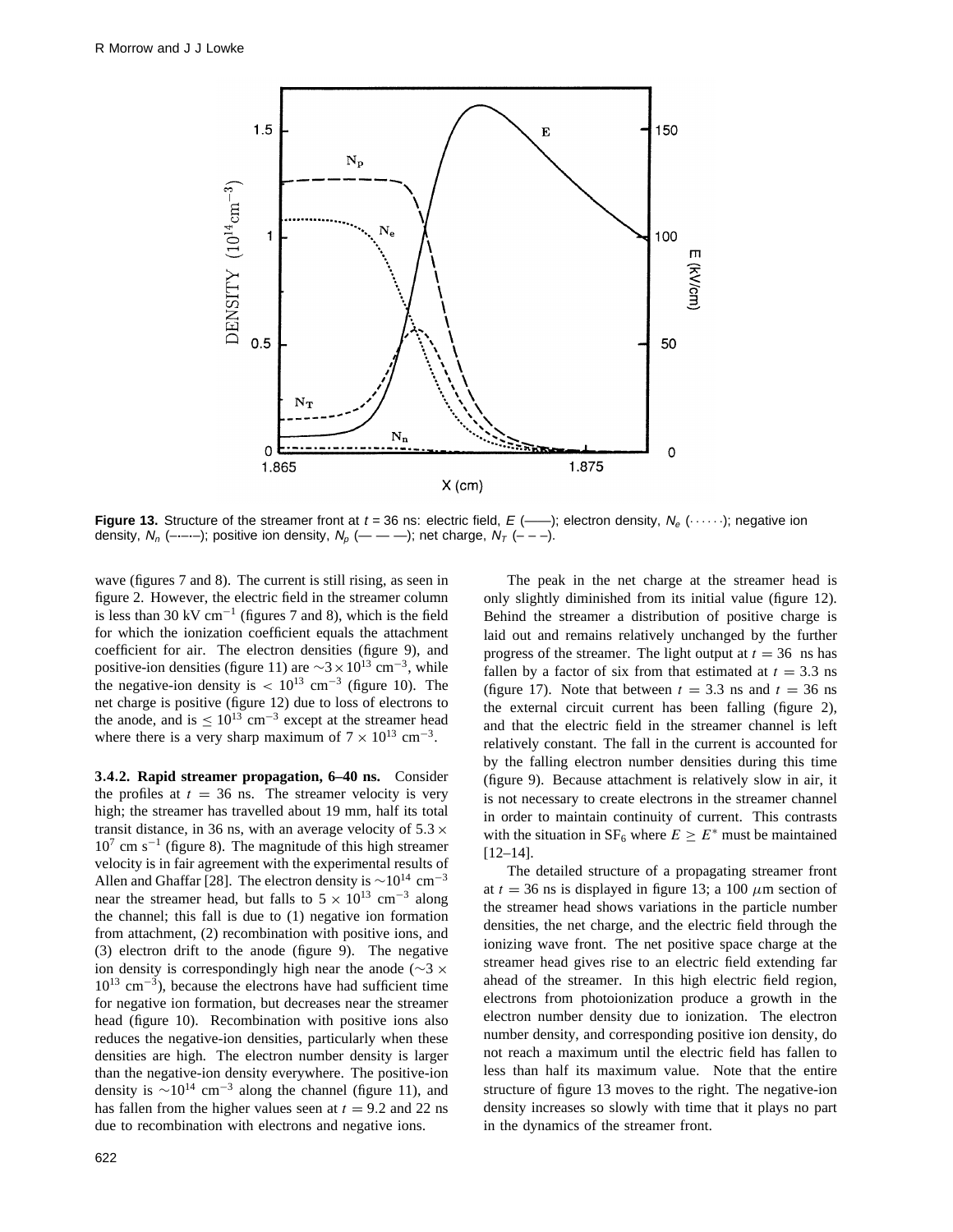1.5

1

0.5

0

150

100

50

0

DENSITY ($10^{14}$cm$^{-3}$)

E (kV/cm)

$N_P$

$N_e$

$N_T$

$N_n$

E

1.865

1.875

X (cm)

**Figure 13.** Structure of the streamer front at $t$ = 36 ns: electric field, $E$ (——); electron density, $N_e$ (······); negative ion density, $N_n$ (–·–·–); positive ion density, $N_p$ (— — —); net charge, $N_T$ (– – –).

wave (figures 7 and 8). The current is still rising, as seen in figure 2. However, the electric field in the streamer column is less than 30 kV cm$^{-1}$ (figures 7 and 8), which is the field for which the ionization coefficient equals the attachment coefficient for air. The electron densities (figure 9), and positive-ion densities (figure 11) are $\sim 3 \times 10^{13}$ cm$^{-3}$, while the negative-ion density is $< 10^{13}$ cm$^{-3}$ (figure 10). The net charge is positive (figure 12) due to loss of electrons to the anode, and is $\leq 10^{13}$ cm$^{-3}$ except at the streamer head where there is a very sharp maximum of $7 \times 10^{13}$ cm$^{-3}$.

**3.4.2. Rapid streamer propagation, 6–40 ns.** Consider the profiles at $t = 36$ ns. The streamer velocity is very high; the streamer has travelled about 19 mm, half its total transit distance, in 36 ns, with an average velocity of $5.3 \times 10^7$ cm s$^{-1}$ (figure 8). The magnitude of this high streamer velocity is in fair agreement with the experimental results of Allen and Ghaffar [28]. The electron density is $\sim 10^{14}$ cm$^{-3}$ near the streamer head, but falls to $5 \times 10^{13}$ cm$^{-3}$ along the channel; this fall is due to (1) negative ion formation from attachment, (2) recombination with positive ions, and (3) electron drift to the anode (figure 9). The negative ion density is correspondingly high near the anode ($\sim 3 \times 10^{13}$ cm$^{-3}$), because the electrons have had sufficient time for negative ion formation, but decreases near the streamer head (figure 10). Recombination with positive ions also reduces the negative-ion densities, particularly when these densities are high. The electron number density is larger than the negative-ion density everywhere. The positive-ion density is $\sim 10^{14}$ cm$^{-3}$ along the channel (figure 11), and has fallen from the higher values seen at $t = 9.2$ and 22 ns due to recombination with electrons and negative ions.

The peak in the net charge at the streamer head is only slightly diminished from its initial value (figure 12). Behind the streamer a distribution of positive charge is laid out and remains relatively unchanged by the further progress of the streamer. The light output at $t = 36$ ns has fallen by a factor of six from that estimated at $t = 3.3$ ns (figure 17). Note that between $t = 3.3$ ns and $t = 36$ ns the external circuit current has been falling (figure 2), and that the electric field in the streamer channel is left relatively constant. The fall in the current is accounted for by the falling electron number densities during this time (figure 9). Because attachment is relatively slow in air, it is not necessary to create electrons in the streamer channel in order to maintain continuity of current. This contrasts with the situation in $SF_6$ where $E \geq E^*$ must be maintained [12–14].

The detailed structure of a propagating streamer front at $t = 36$ ns is displayed in figure 13; a 100 $\mu$m section of the streamer head shows variations in the particle number densities, the net charge, and the electric field through the ionizing wave front. The net positive space charge at the streamer head gives rise to an electric field extending far ahead of the streamer. In this high electric field region, electrons from photoionization produce a growth in the electron number density due to ionization. The electron number density, and corresponding positive ion density, do not reach a maximum until the electric field has fallen to less than half its maximum value. Note that the entire structure of figure 13 moves to the right. The negative-ion density increases so slowly with time that it plays no part in the dynamics of the streamer front.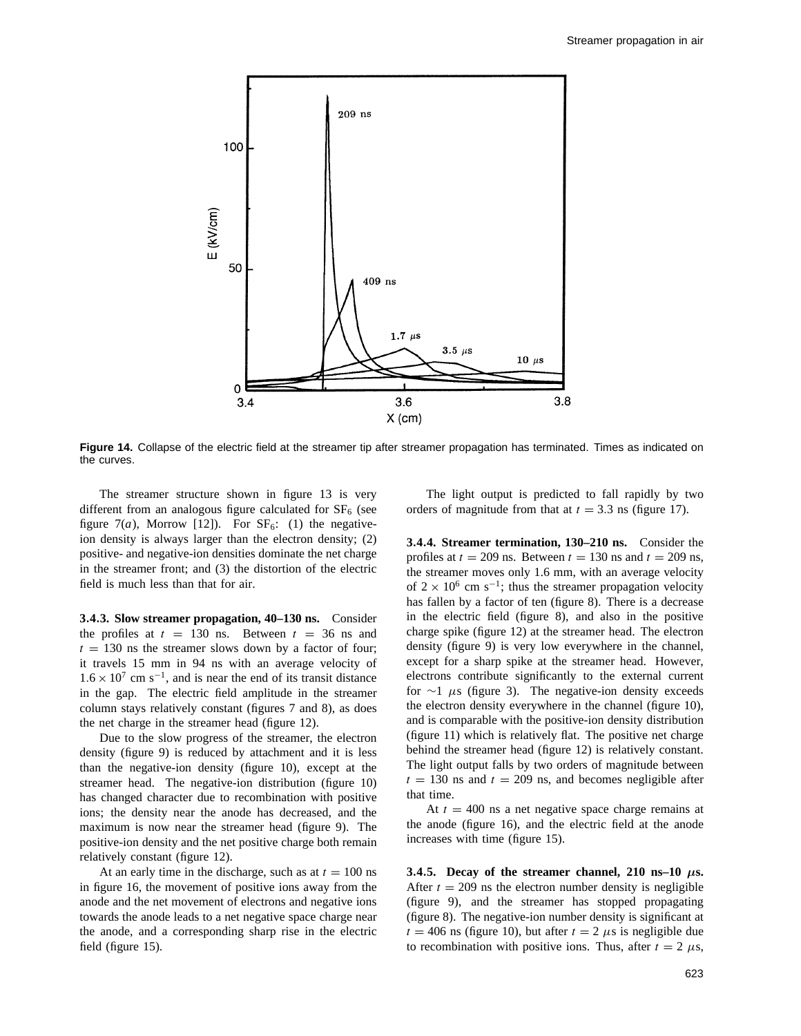209 ns

409 ns

1.7 μs

3.5 μs

10 μs

E (kV/cm)

100

50

0

3.4

3.6

3.8

X (cm)

**Figure 14.** Collapse of the electric field at the streamer tip after streamer propagation has terminated. Times as indicated on the curves.

The streamer structure shown in figure 13 is very different from an analogous figure calculated for $SF_6$ (see figure 7(*a*), Morrow [12]). For $SF_6$: (1) the negative-ion density is always larger than the electron density; (2) positive- and negative-ion densities dominate the net charge in the streamer front; and (3) the distortion of the electric field is much less than that for air.

**3.4.3. Slow streamer propagation, 40–130 ns.** Consider the profiles at $t = 130$ ns. Between $t = 36$ ns and $t = 130$ ns the streamer slows down by a factor of four; it travels 15 mm in 94 ns with an average velocity of $1.6 \times 10^7$ cm s$^{-1}$, and is near the end of its transit distance in the gap. The electric field amplitude in the streamer column stays relatively constant (figures 7 and 8), as does the net charge in the streamer head (figure 12).

Due to the slow progress of the streamer, the electron density (figure 9) is reduced by attachment and it is less than the negative-ion density (figure 10), except at the streamer head. The negative-ion distribution (figure 10) has changed character due to recombination with positive ions; the density near the anode has decreased, and the maximum is now near the streamer head (figure 9). The positive-ion density and the net positive charge both remain relatively constant (figure 12).

At an early time in the discharge, such as at $t = 100$ ns in figure 16, the movement of positive ions away from the anode and the net movement of electrons and negative ions towards the anode leads to a net negative space charge near the anode, and a corresponding sharp rise in the electric field (figure 15).

The light output is predicted to fall rapidly by two orders of magnitude from that at $t = 3.3$ ns (figure 17).

**3.4.4. Streamer termination, 130–210 ns.** Consider the profiles at $t = 209$ ns. Between $t = 130$ ns and $t = 209$ ns, the streamer moves only 1.6 mm, with an average velocity of $2 \times 10^6$ cm s$^{-1}$; thus the streamer propagation velocity has fallen by a factor of ten (figure 8). There is a decrease in the electric field (figure 8), and also in the positive charge spike (figure 12) at the streamer head. The electron density (figure 9) is very low everywhere in the channel, except for a sharp spike at the streamer head. However, electrons contribute significantly to the external current for $\sim 1$ μs (figure 3). The negative-ion density exceeds the electron density everywhere in the channel (figure 10), and is comparable with the positive-ion density distribution (figure 11) which is relatively flat. The positive net charge behind the streamer head (figure 12) is relatively constant. The light output falls by two orders of magnitude between $t = 130$ ns and $t = 209$ ns, and becomes negligible after that time.

At $t = 400$ ns a net negative space charge remains at the anode (figure 16), and the electric field at the anode increases with time (figure 15).

**3.4.5. Decay of the streamer channel, 210 ns–10 μs.** After $t = 209$ ns the electron number density is negligible (figure 9), and the streamer has stopped propagating (figure 8). The negative-ion number density is significant at $t = 406$ ns (figure 10), but after $t = 2$ μs is negligible due to recombination with positive ions. Thus, after $t = 2$ μs,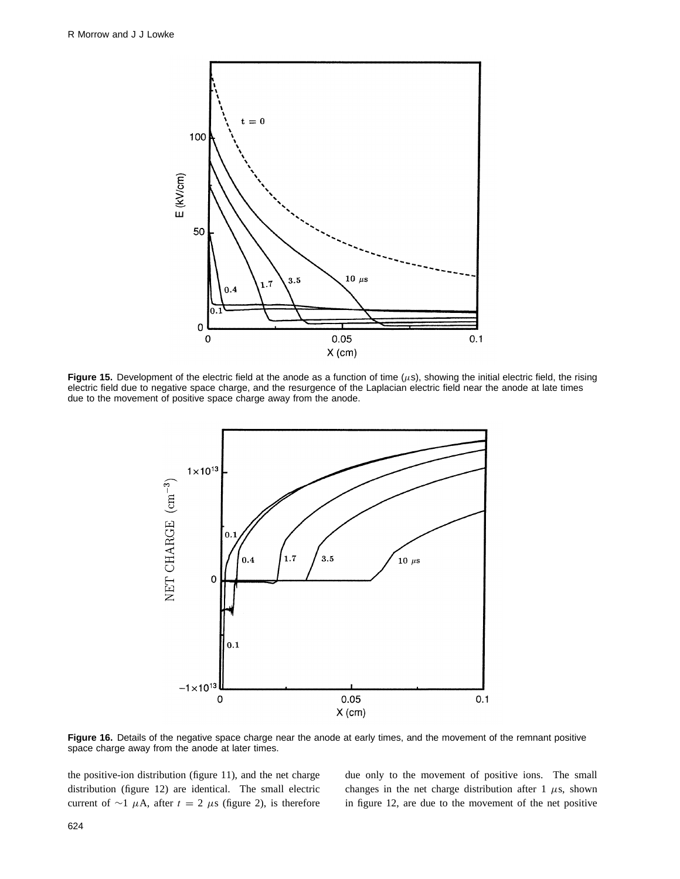E (kV/cm)

100

50

0

t = 0

10 $\mu$s

3.5

1.7

0.4

0.1

0

0.05

0.1

X (cm)

**Figure 15.** Development of the electric field at the anode as a function of time ($\mu$s), showing the initial electric field, the rising electric field due to negative space charge, and the resurgence of the Laplacian electric field near the anode at late times due to the movement of positive space charge away from the anode.

NET CHARGE (cm$^{-3}$)

$1\times10^{13}$

0

$-1\times10^{13}$

0.1

0.4

1.7

3.5

10 $\mu$s

0.1

0

0.05

0.1

X (cm)

**Figure 16.** Details of the negative space charge near the anode at early times, and the movement of the remnant positive space charge away from the anode at later times.

the positive-ion distribution (figure 11), and the net charge distribution (figure 12) are identical. The small electric current of $\sim$1 $\mu$A, after $t = 2$ $\mu$s (figure 2), is therefore due only to the movement of positive ions. The small changes in the net charge distribution after 1 $\mu$s, shown in figure 12, are due to the movement of the net positive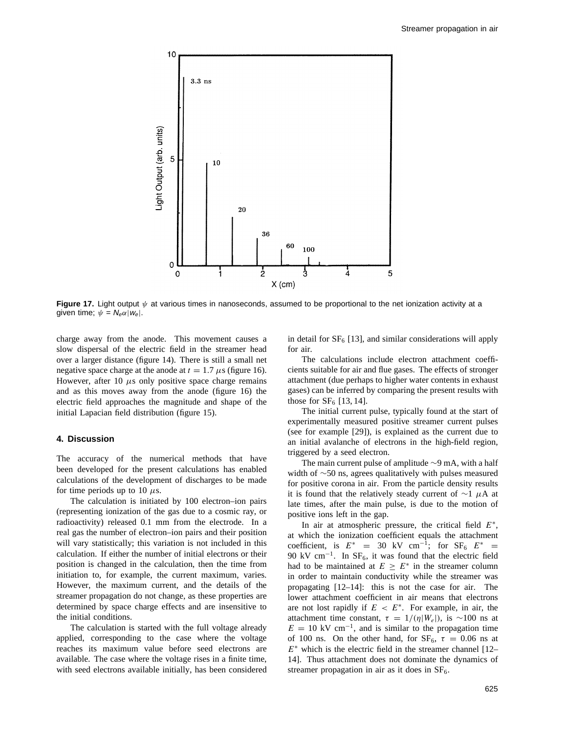10

3.3 ns

5

10

20

36

60

100

0

0 1 2 3 4 5

X (cm)

Light Output (arb. units)

**Figure 17.** Light output $\psi$ at various times in nanoseconds, assumed to be proportional to the net ionization activity at a given time; $\psi = N_e\alpha|w_e|$.

charge away from the anode. This movement causes a slow dispersal of the electric field in the streamer head over a larger distance (figure 14). There is still a small net negative space charge at the anode at $t = 1.7\ \mu$s (figure 16). However, after 10 $\mu$s only positive space charge remains and as this moves away from the anode (figure 16) the electric field approaches the magnitude and shape of the initial Lapacian field distribution (figure 15).

## 4. Discussion

The accuracy of the numerical methods that have been developed for the present calculations has enabled calculations of the development of discharges to be made for time periods up to 10 $\mu$s.

The calculation is initiated by 100 electron–ion pairs (representing ionization of the gas due to a cosmic ray, or radioactivity) released 0.1 mm from the electrode. In a real gas the number of electron–ion pairs and their position will vary statistically; this variation is not included in this calculation. If either the number of initial electrons or their position is changed in the calculation, then the time from initiation to, for example, the current maximum, varies. However, the maximum current, and the details of the streamer propagation do not change, as these properties are determined by space charge effects and are insensitive to the initial conditions.

The calculation is started with the full voltage already applied, corresponding to the case where the voltage reaches its maximum value before seed electrons are available. The case where the voltage rises in a finite time, with seed electrons available initially, has been considered in detail for $SF_6$ [13], and similar considerations will apply for air.

The calculations include electron attachment coefficients suitable for air and flue gases. The effects of stronger attachment (due perhaps to higher water contents in exhaust gases) can be inferred by comparing the present results with those for $SF_6$ [13, 14].

The initial current pulse, typically found at the start of experimentally measured positive streamer current pulses (see for example [29]), is explained as the current due to an initial avalanche of electrons in the high-field region, triggered by a seed electron.

The main current pulse of amplitude ~9 mA, with a half width of ~50 ns, agrees qualitatively with pulses measured for positive corona in air. From the particle density results it is found that the relatively steady current of ~1 $\mu$A at late times, after the main pulse, is due to the motion of positive ions left in the gap.

In air at atmospheric pressure, the critical field $E^*$, at which the ionization coefficient equals the attachment coefficient, is $E^* = 30$ kV cm$^{-1}$; for $SF_6$ $E^* = 90$ kV cm$^{-1}$. In $SF_6$, it was found that the electric field had to be maintained at $E \geq E^*$ in the streamer column in order to maintain conductivity while the streamer was propagating [12–14]: this is not the case for air. The lower attachment coefficient in air means that electrons are not lost rapidly if $E < E^*$. For example, in air, the attachment time constant, $\tau = 1/(\eta|W_e|)$, is ~100 ns at $E = 10$ kV cm$^{-1}$, and is similar to the propagation time of 100 ns. On the other hand, for $SF_6$, $\tau = 0.06$ ns at $E^*$ which is the electric field in the streamer channel [12–14]. Thus attachment does not dominate the dynamics of streamer propagation in air as it does in $SF_6$.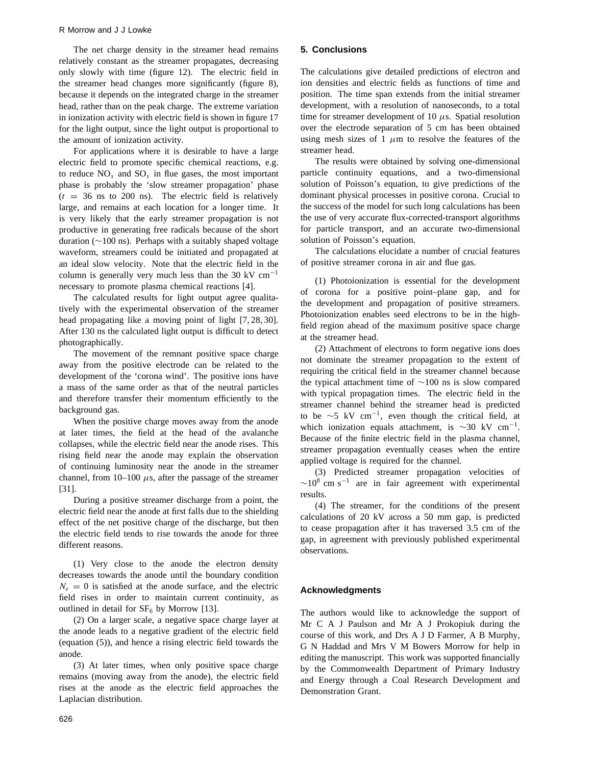The net charge density in the streamer head remains relatively constant as the streamer propagates, decreasing only slowly with time (figure 12). The electric field in the streamer head changes more significantly (figure 8), because it depends on the integrated charge in the streamer head, rather than on the peak charge. The extreme variation in ionization activity with electric field is shown in figure 17 for the light output, since the light output is proportional to the amount of ionization activity.

For applications where it is desirable to have a large electric field to promote specific chemical reactions, e.g. to reduce $NO_x$ and $SO_x$ in flue gases, the most important phase is probably the 'slow streamer propagation' phase ($t = 36$ ns to 200 ns). The electric field is relatively large, and remains at each location for a longer time. It is very likely that the early streamer propagation is not productive in generating free radicals because of the short duration (~100 ns). Perhaps with a suitably shaped voltage waveform, streamers could be initiated and propagated at an ideal slow velocity. Note that the electric field in the column is generally very much less than the 30 kV $cm^{-1}$ necessary to promote plasma chemical reactions [4].

The calculated results for light output agree qualitatively with the experimental observation of the streamer head propagating like a moving point of light [7, 28, 30]. After 130 ns the calculated light output is difficult to detect photographically.

The movement of the remnant positive space charge away from the positive electrode can be related to the development of the 'corona wind'. The positive ions have a mass of the same order as that of the neutral particles and therefore transfer their momentum efficiently to the background gas.

When the positive charge moves away from the anode at later times, the field at the head of the avalanche collapses, while the electric field near the anode rises. This rising field near the anode may explain the observation of continuing luminosity near the anode in the streamer channel, from 10–100 $\mu$s, after the passage of the streamer [31].

During a positive streamer discharge from a point, the electric field near the anode at first falls due to the shielding effect of the net positive charge of the discharge, but then the electric field tends to rise towards the anode for three different reasons.

(1) Very close to the anode the electron density decreases towards the anode until the boundary condition $N_e = 0$ is satisfied at the anode surface, and the electric field rises in order to maintain current continuity, as outlined in detail for $SF_6$ by Morrow [13].

(2) On a larger scale, a negative space charge layer at the anode leads to a negative gradient of the electric field (equation (5)), and hence a rising electric field towards the anode.

(3) At later times, when only positive space charge remains (moving away from the anode), the electric field rises at the anode as the electric field approaches the Laplacian distribution.

## 5. Conclusions

The calculations give detailed predictions of electron and ion densities and electric fields as functions of time and position. The time span extends from the initial streamer development, with a resolution of nanoseconds, to a total time for streamer development of 10 $\mu$s. Spatial resolution over the electrode separation of 5 cm has been obtained using mesh sizes of 1 $\mu$m to resolve the features of the streamer head.

The results were obtained by solving one-dimensional particle continuity equations, and a two-dimensional solution of Poisson's equation, to give predictions of the dominant physical processes in positive corona. Crucial to the success of the model for such long calculations has been the use of very accurate flux-corrected-transport algorithms for particle transport, and an accurate two-dimensional solution of Poisson's equation.

The calculations elucidate a number of crucial features of positive streamer corona in air and flue gas.

(1) Photoionization is essential for the development of corona for a positive point–plane gap, and for the development and propagation of positive streamers. Photoionization enables seed electrons to be in the high-field region ahead of the maximum positive space charge at the streamer head.

(2) Attachment of electrons to form negative ions does not dominate the streamer propagation to the extent of requiring the critical field in the streamer channel because the typical attachment time of ~100 ns is slow compared with typical propagation times. The electric field in the streamer channel behind the streamer head is predicted to be ~5 kV $cm^{-1}$, even though the critical field, at which ionization equals attachment, is ~30 kV $cm^{-1}$. Because of the finite electric field in the plasma channel, streamer propagation eventually ceases when the entire applied voltage is required for the channel.

(3) Predicted streamer propagation velocities of $\sim 10^8$ cm $s^{-1}$ are in fair agreement with experimental results.

(4) The streamer, for the conditions of the present calculations of 20 kV across a 50 mm gap, is predicted to cease propagation after it has traversed 3.5 cm of the gap, in agreement with previously published experimental observations.

## Acknowledgments

The authors would like to acknowledge the support of Mr C A J Paulson and Mr A J Prokopiuk during the course of this work, and Drs A J D Farmer, A B Murphy, G N Haddad and Mrs V M Bowers Morrow for help in editing the manuscript. This work was supported financially by the Commonwealth Department of Primary Industry and Energy through a Coal Research Development and Demonstration Grant.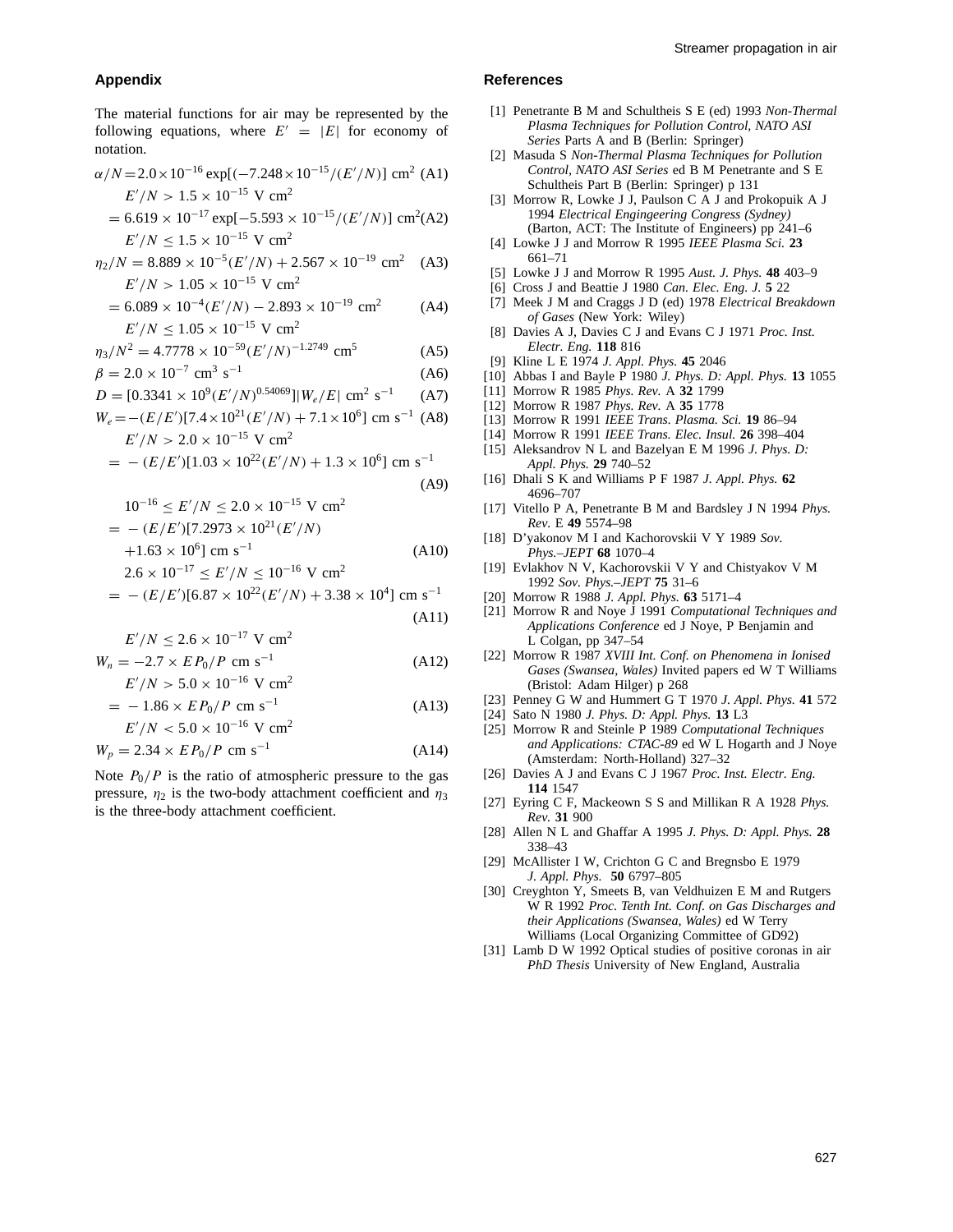## Appendix

The material functions for air may be represented by the following equations, where $E' = |E|$ for economy of notation.

$$\alpha/N = 2.0\times10^{-16}\exp[(-7.248\times10^{-15}/(E'/N))]\ \text{cm}^2 \quad \text{(A1)}$$

$$E'/N > 1.5\times10^{-15}\ \text{V cm}^2$$

$$= 6.619\times10^{-17}\exp[-5.593\times10^{-15}/(E'/N)]\ \text{cm}^2 \quad \text{(A2)}$$

$$E'/N \le 1.5\times10^{-15}\ \text{V cm}^2$$

$$\eta_2/N = 8.889\times10^{-5}(E'/N) + 2.567\times10^{-19}\ \text{cm}^2 \quad \text{(A3)}$$

$$E'/N > 1.05\times10^{-15}\ \text{V cm}^2$$

$$= 6.089\times10^{-4}(E'/N) - 2.893\times10^{-19}\ \text{cm}^2 \quad \text{(A4)}$$

$$E'/N \le 1.05\times10^{-15}\ \text{V cm}^2$$

$$\eta_3/N^2 = 4.7778\times10^{-59}(E'/N)^{-1.2749}\ \text{cm}^5 \quad \text{(A5)}$$

$$\beta = 2.0\times10^{-7}\ \text{cm}^3\ \text{s}^{-1} \quad \text{(A6)}$$

$$D = [0.3341\times10^{9}(E'/N)^{0.54069}]|W_e/E|\ \text{cm}^2\ \text{s}^{-1} \quad \text{(A7)}$$

$$W_e = -(E/E')[7.4\times10^{21}(E'/N) + 7.1\times10^{6}]\ \text{cm s}^{-1} \quad \text{(A8)}$$

$$E'/N > 2.0\times10^{-15}\ \text{V cm}^2$$

$$= -(E/E')[1.03\times10^{22}(E'/N) + 1.3\times10^{6}]\ \text{cm s}^{-1} \quad \text{(A9)}$$

$$10^{-16} \le E'/N \le 2.0\times10^{-15}\ \text{V cm}^2$$

$$= -(E/E')[7.2973\times10^{21}(E'/N) + 1.63\times10^{6}]\ \text{cm s}^{-1} \quad \text{(A10)}$$

$$2.6\times10^{-17} \le E'/N \le 10^{-16}\ \text{V cm}^2$$

$$= -(E/E')[6.87\times10^{22}(E'/N) + 3.38\times10^{4}]\ \text{cm s}^{-1} \quad \text{(A11)}$$

$$E'/N \le 2.6\times10^{-17}\ \text{V cm}^2$$

$$W_n = -2.7\times EP_0/P\ \text{cm s}^{-1} \quad \text{(A12)}$$

$$E'/N > 5.0\times10^{-16}\ \text{V cm}^2$$

$$= -1.86\times EP_0/P\ \text{cm s}^{-1} \quad \text{(A13)}$$

$$E'/N < 5.0\times10^{-16}\ \text{V cm}^2$$

$$W_p = 2.34\times EP_0/P\ \text{cm s}^{-1} \quad \text{(A14)}$$

Note $P_0/P$ is the ratio of atmospheric pressure to the gas pressure, $\eta_2$ is the two-body attachment coefficient and $\eta_3$ is the three-body attachment coefficient.

## References

[1] Penetrante B M and Schultheis S E (ed) 1993 *Non-Thermal Plasma Techniques for Pollution Control, NATO ASI Series* Parts A and B (Berlin: Springer)

[2] Masuda S *Non-Thermal Plasma Techniques for Pollution Control, NATO ASI Series* ed B M Penetrante and S E Schultheis Part B (Berlin: Springer) p 131

[3] Morrow R, Lowke J J, Paulson C A J and Prokopuik A J 1994 *Electrical Engingeering Congress (Sydney)* (Barton, ACT: The Institute of Engineers) pp 241–6

[4] Lowke J J and Morrow R 1995 *IEEE Plasma Sci.* **23** 661–71

[5] Lowke J J and Morrow R 1995 *Aust. J. Phys.* **48** 403–9

[6] Cross J and Beattie J 1980 *Can. Elec. Eng. J.* **5** 22

[7] Meek J M and Craggs J D (ed) 1978 *Electrical Breakdown of Gases* (New York: Wiley)

[8] Davies A J, Davies C J and Evans C J 1971 *Proc. Inst. Electr. Eng.* **118** 816

[9] Kline L E 1974 *J. Appl. Phys.* **45** 2046

[10] Abbas I and Bayle P 1980 *J. Phys. D: Appl. Phys.* **13** 1055

[11] Morrow R 1985 *Phys. Rev.* A **32** 1799

[12] Morrow R 1987 *Phys. Rev.* A **35** 1778

[13] Morrow R 1991 *IEEE Trans. Plasma. Sci.* **19** 86–94

[14] Morrow R 1991 *IEEE Trans. Elec. Insul.* **26** 398–404

[15] Aleksandrov N L and Bazelyan E M 1996 *J. Phys. D: Appl. Phys.* **29** 740–52

[16] Dhali S K and Williams P F 1987 *J. Appl. Phys.* **62** 4696–707

[17] Vitello P A, Penetrante B M and Bardsley J N 1994 *Phys. Rev.* E **49** 5574–98

[18] D'yakonov M I and Kachorovskii V Y 1989 *Sov. Phys.–JEPT* **68** 1070–4

[19] Evlakhov N V, Kachorovskii V Y and Chistyakov V M 1992 *Sov. Phys.–JEPT* **75** 31–6

[20] Morrow R 1988 *J. Appl. Phys.* **63** 5171–4

[21] Morrow R and Noye J 1991 *Computational Techniques and Applications Conference* ed J Noye, P Benjamin and L Colgan, pp 347–54

[22] Morrow R 1987 *XVIII Int. Conf. on Phenomena in Ionised Gases (Swansea, Wales)* Invited papers ed W T Williams (Bristol: Adam Hilger) p 268

[23] Penney G W and Hummert G T 1970 *J. Appl. Phys.* **41** 572

[24] Sato N 1980 *J. Phys. D: Appl. Phys.* **13** L3

[25] Morrow R and Steinle P 1989 *Computational Techniques and Applications: CTAC-89* ed W L Hogarth and J Noye (Amsterdam: North-Holland) 327–32

[26] Davies A J and Evans C J 1967 *Proc. Inst. Electr. Eng.* **114** 1547

[27] Eyring C F, Mackeown S S and Millikan R A 1928 *Phys. Rev.* **31** 900

[28] Allen N L and Ghaffar A 1995 *J. Phys. D: Appl. Phys.* **28** 338–43

[29] McAllister I W, Crichton G C and Bregnsbo E 1979 *J. Appl. Phys.* **50** 6797–805

[30] Creyghton Y, Smeets B, van Veldhuizen E M and Rutgers W R 1992 *Proc. Tenth Int. Conf. on Gas Discharges and their Applications (Swansea, Wales)* ed W Terry Williams (Local Organizing Committee of GD92)

[31] Lamb D W 1992 Optical studies of positive coronas in air *PhD Thesis* University of New England, Australia